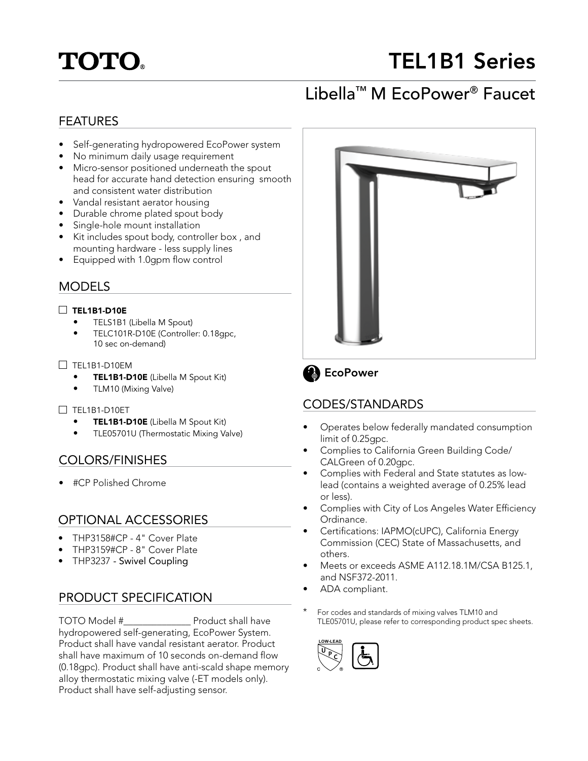# TOTO®

# TEL1B1 Series

## Libella™ M EcoPower® Faucet

## FEATURES

- Self-generating hydropowered EcoPower system
- No minimum daily usage requirement
- Micro-sensor positioned underneath the spout head for accurate hand detection ensuring smooth and consistent water distribution
- Vandal resistant aerator housing
- Durable chrome plated spout body
- Single-hole mount installation
- Kit includes spout body, controller box , and mounting hardware - less supply lines
- Equipped with 1.0gpm flow control

## MODELS

☐ **TEL1B1-D10E**
- TELS1B1 (Libella M Spout)
- TELC101R-D10E (Controller: 0.18gpc, 10 sec on-demand)

☐ TEL1B1-D10EM
- **TEL1B1-D10E** (Libella M Spout Kit)
- TLM10 (Mixing Valve)

☐ TEL1B1-D10ET
- **TEL1B1-D10E** (Libella M Spout Kit)
- TLE05701U (Thermostatic Mixing Valve)

## COLORS/FINISHES

- #CP Polished Chrome

## OPTIONAL ACCESSORIES

- THP3158#CP - 4" Cover Plate
- THP3159#CP - 8" Cover Plate
- THP3237 - Swivel Coupling

## PRODUCT SPECIFICATION

TOTO Model #______________ Product shall have hydropowered self-generating, EcoPower System. Product shall have vandal resistant aerator. Product shall have maximum of 10 seconds on-demand flow (0.18gpc). Product shall have anti-scald shape memory alloy thermostatic mixing valve (-ET models only). Product shall have self-adjusting sensor.

**EcoPower**

## CODES/STANDARDS

- Operates below federally mandated consumption limit of 0.25gpc.
- Complies to California Green Building Code/ CALGreen of 0.20gpc.
- Complies with Federal and State statutes as low-lead (contains a weighted average of 0.25% lead or less).
- Complies with City of Los Angeles Water Efficiency Ordinance.
- Certifications: IAPMO(cUPC), California Energy Commission (CEC) State of Massachusetts, and others.
- Meets or exceeds ASME A112.18.1M/CSA B125.1, and NSF372-2011.
- ADA compliant.

\* For codes and standards of mixing valves TLM10 and TLE05701U, please refer to corresponding product spec sheets.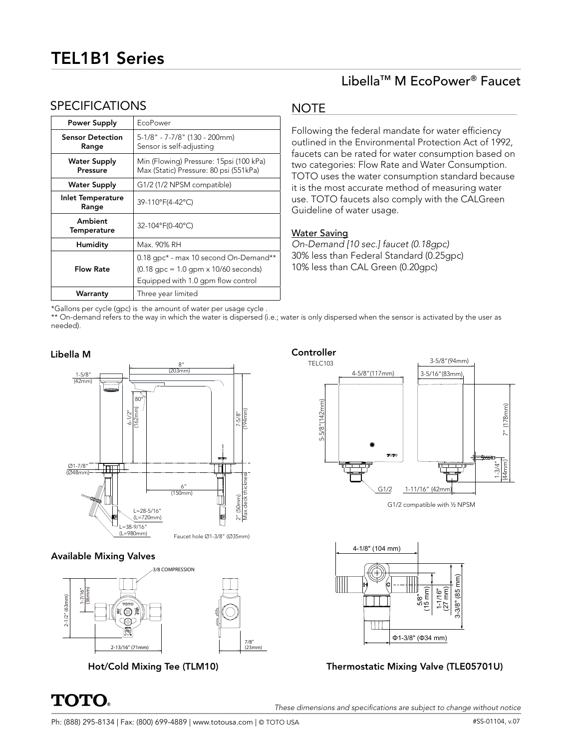# TEL1B1 Series

## Libella™ M EcoPower® Faucet

## SPECIFICATIONS

| | |
|---|---|
| **Power Supply** | EcoPower |
| **Sensor Detection Range** | 5-1/8" - 7-7/8" (130 - 200mm) Sensor is self-adjusting |
| **Water Supply Pressure** | Min (Flowing) Pressure: 15psi (100 kPa) Max (Static) Pressure: 80 psi (551kPa) |
| **Water Supply** | G1/2 (1/2 NPSM compatible) |
| **Inlet Temperature Range** | 39-110°F(4-42°C) |
| **Ambient Temperature** | 32-104°F(0-40°C) |
| **Humidity** | Max. 90% RH |
| **Flow Rate** | 0.18 gpc* - max 10 second On-Demand** (0.18 gpc = 1.0 gpm x 10/60 seconds) Equipped with 1.0 gpm flow control |
| **Warranty** | Three year limited |

*Gallons per cycle (gpc) is the amount of water per usage cycle .

** On-demand refers to the way in which the water is dispersed (i.e.; water is only dispersed when the sensor is activated by the user as needed).

## NOTE

Following the federal mandate for water efficiency outlined in the Environmental Protection Act of 1992, faucets can be rated for water consumption based on two categories: Flow Rate and Water Consumption. TOTO uses the water consumption standard because it is the most accurate method of measuring water use. TOTO faucets also comply with the CALGreen Guideline of water usage.

**Water Saving**

*On-Demand [10 sec.] faucet (0.18gpc)*

30% less than Federal Standard (0.25gpc)

10% less than CAL Green (0.20gpc)

### Libella M

1-5/8" (42mm)

8" (203mm)

80°

6-1/2" (162mm)

7-5/8" (194mm)

Ø1-7/8" (Ø48mm)

6" (150mm)

2" (50mm) Max deck thickness

L=28-5/16" (L=720mm)

L=38-9/16" (L=980mm)

Faucet hole Ø1-3/8" (Ø35mm)

### Controller

TELC103

4-5/8"(117mm)

3-5/8"(94mm)

3-5/16"(83mm)

5-5/8"(142mm)

7" (178mm)

1-3/4" (44mm)

G1/2

1-11/16" (42mm)

G1/2 compatible with ½ NPSM

### Available Mixing Valves

3/8 COMPRESSION

1-7/16" (36mm)

2-1/2" (63mm)

2-13/16" (71mm)

7/8" (23mm)

**Hot/Cold Mixing Tee (TLM10)**

4-1/8" (104 mm)

5/8" (15 mm)

1-1/16" (27 mm)

3-3/8" (85 mm)

Φ1-3/8" (Φ34 mm)

**Thermostatic Mixing Valve (TLE05701U)**

*These dimensions and specifications are subject to change without notice*

Ph: (888) 295-8134 | Fax: (800) 699-4889 | www.totousa.com | © TOTO USA

#SS-01104, v.07